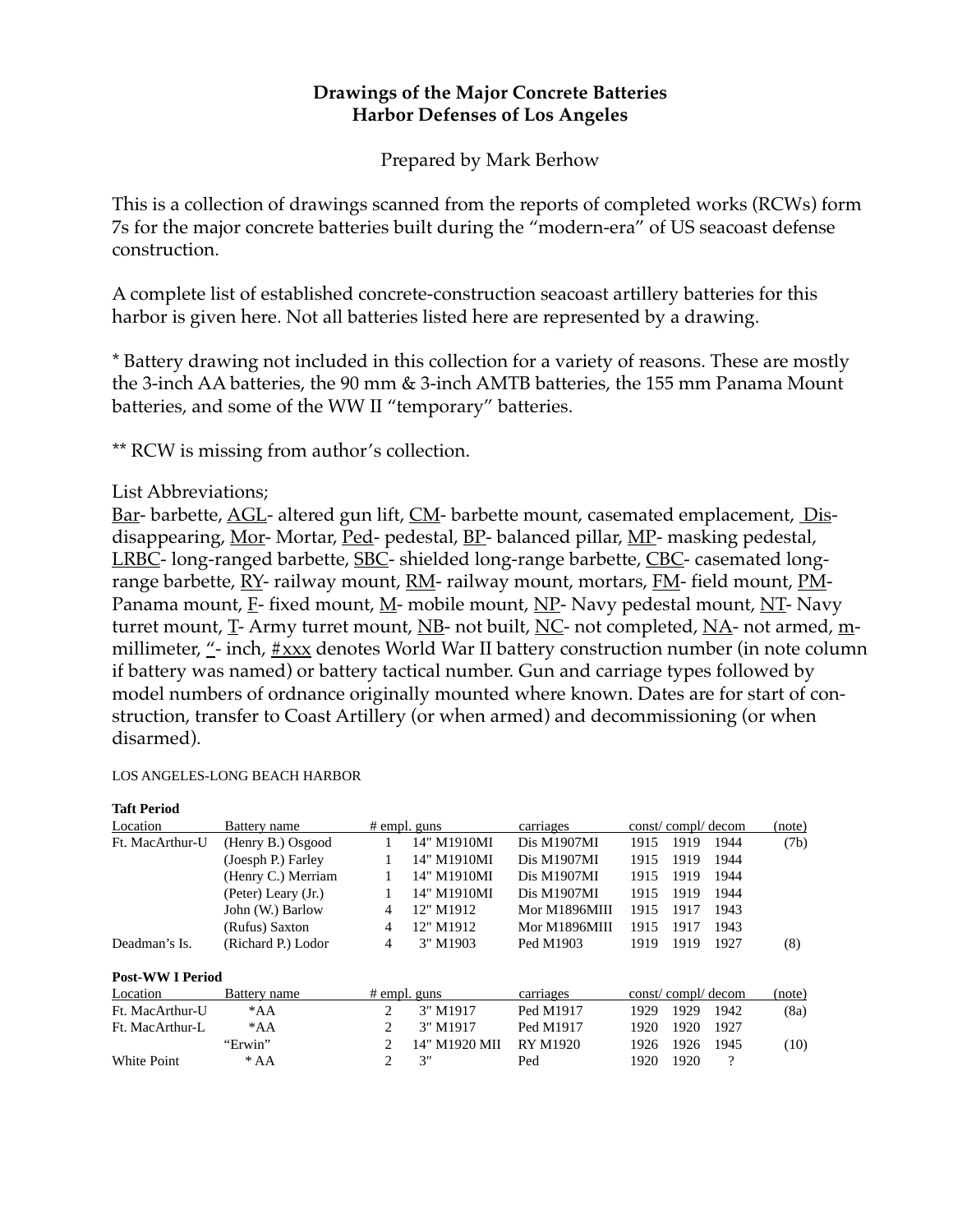**Drawings of the Major Concrete Batteries**
**Harbor Defenses of Los Angeles**

Prepared by Mark Berhow

This is a collection of drawings scanned from the reports of completed works (RCWs) form 7s for the major concrete batteries built during the "modern-era" of US seacoast defense construction.

A complete list of established concrete-construction seacoast artillery batteries for this harbor is given here. Not all batteries listed here are represented by a drawing.

* Battery drawing not included in this collection for a variety of reasons. These are mostly the 3-inch AA batteries, the 90 mm & 3-inch AMTB batteries, the 155 mm Panama Mount batteries, and some of the WW II "temporary" batteries.

** RCW is missing from author's collection.

List Abbreviations;
<u>Bar</u>- barbette, <u>AGL</u>- altered gun lift, <u>CM</u>- barbette mount, casemated emplacement, <u>Dis</u>- disappearing, <u>Mor</u>- Mortar, <u>Ped</u>- pedestal, <u>BP</u>- balanced pillar, <u>MP</u>- masking pedestal, <u>LRBC</u>- long-ranged barbette, <u>SBC</u>- shielded long-range barbette, <u>CBC</u>- casemated long-range barbette, <u>RY</u>- railway mount, <u>RM</u>- railway mount, mortars, <u>FM</u>- field mount, <u>PM</u>- Panama mount, <u>F</u>- fixed mount, <u>M</u>- mobile mount, <u>NP</u>- Navy pedestal mount, <u>NT</u>- Navy turret mount, <u>T</u>- Army turret mount, <u>NB</u>- not built, <u>NC</u>- not completed, <u>NA</u>- not armed, <u>m</u>- millimeter, <u>"</u>- inch, <u>#xxx</u> denotes World War II battery construction number (in note column if battery was named) or battery tactical number. Gun and carriage types followed by model numbers of ordnance originally mounted where known. Dates are for start of construction, transfer to Coast Artillery (or when armed) and decommissioning (or when disarmed).

LOS ANGELES-LONG BEACH HARBOR

**Taft Period**

| Location | Battery name | # empl. | guns | carriages | const | compl | decom | (note) |
|---|---|---|---|---|---|---|---|---|
| Ft. MacArthur-U | (Henry B.) Osgood | 1 | 14" M1910MI | Dis M1907MI | 1915 | 1919 | 1944 | (7b) |
| | (Joesph P.) Farley | 1 | 14" M1910MI | Dis M1907MI | 1915 | 1919 | 1944 | |
| | (Henry C.) Merriam | 1 | 14" M1910MI | Dis M1907MI | 1915 | 1919 | 1944 | |
| | (Peter) Leary (Jr.) | 1 | 14" M1910MI | Dis M1907MI | 1915 | 1919 | 1944 | |
| | John (W.) Barlow | 4 | 12" M1912 | Mor M1896MIII | 1915 | 1917 | 1943 | |
| | (Rufus) Saxton | 4 | 12" M1912 | Mor M1896MIII | 1915 | 1917 | 1943 | |
| Deadman's Is. | (Richard P.) Lodor | 4 | 3" M1903 | Ped M1903 | 1919 | 1919 | 1927 | (8) |

**Post-WW I Period**

| Location | Battery name | # empl. | guns | carriages | const | compl | decom | (note) |
|---|---|---|---|---|---|---|---|---|
| Ft. MacArthur-U | *AA | 2 | 3" M1917 | Ped M1917 | 1929 | 1929 | 1942 | (8a) |
| Ft. MacArthur-L | *AA | 2 | 3" M1917 | Ped M1917 | 1920 | 1920 | 1927 | |
| | "Erwin" | 2 | 14" M1920 MII | RY M1920 | 1926 | 1926 | 1945 | (10) |
| White Point | * AA | 2 | 3" | Ped | 1920 | 1920 | ? | |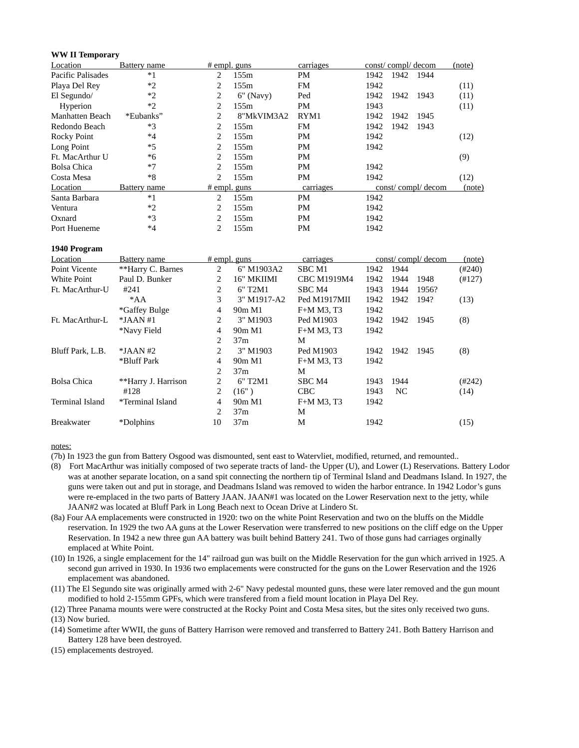**WW II Temporary**

| Location | Battery name | # empl. | guns | carriages | const/ | compl/ | decom | (note) |
|---|---|---|---|---|---|---|---|---|
| Pacific Palisades | *1 | 2 | 155m | PM | 1942 | 1942 | 1944 | |
| Playa Del Rey | *2 | 2 | 155m | FM | 1942 | | | (11) |
| El Segundo/ | *2 | 2 | 6" (Navy) | Ped | 1942 | 1942 | 1943 | (11) |
| Hyperion | *2 | 2 | 155m | PM | 1943 | | | (11) |
| Manhatten Beach | *Eubanks" | 2 | 8"MkVIM3A2 | RYM1 | 1942 | 1942 | 1945 | |
| Redondo Beach | *3 | 2 | 155m | FM | 1942 | 1942 | 1943 | |
| Rocky Point | *4 | 2 | 155m | PM | 1942 | | | (12) |
| Long Point | *5 | 2 | 155m | PM | 1942 | | | |
| Ft. MacArthur U | *6 | 2 | 155m | PM | | | | (9) |
| Bolsa Chica | *7 | 2 | 155m | PM | 1942 | | | |
| Costa Mesa | *8 | 2 | 155m | PM | 1942 | | | (12) |
| Location | Battery name | # empl. | guns | carriages | const/ | compl/ | decom | (note) |
| Santa Barbara | *1 | 2 | 155m | PM | 1942 | | | |
| Ventura | *2 | 2 | 155m | PM | 1942 | | | |
| Oxnard | *3 | 2 | 155m | PM | 1942 | | | |
| Port Hueneme | *4 | 2 | 155m | PM | 1942 | | | |

**1940 Program**

| Location | Battery name | # empl. | guns | carriages | const/ | compl/ | decom | (note) |
|---|---|---|---|---|---|---|---|---|
| Point Vicente | **Harry C. Barnes | 2 | 6" M1903A2 | SBC M1 | 1942 | 1944 | | (#240) |
| White Point | Paul D. Bunker | 2 | 16" MKIIMI | CBC M1919M4 | 1942 | 1944 | 1948 | (#127) |
| Ft. MacArthur-U | #241 | 2 | 6" T2M1 | SBC M4 | 1943 | 1944 | 1956? | |
| | *AA | 3 | 3" M1917-A2 | Ped M1917MII | 1942 | 1942 | 194? | (13) |
| | *Gaffey Bulge | 4 | 90m M1 | F+M M3, T3 | 1942 | | | |
| Ft. MacArthur-L | *JAAN #1 | 2 | 3" M1903 | Ped M1903 | 1942 | 1942 | 1945 | (8) |
| | *Navy Field | 4 | 90m M1 | F+M M3, T3 | 1942 | | | |
| | | 2 | 37m | M | | | | |
| Bluff Park, L.B. | *JAAN #2 | 2 | 3" M1903 | Ped M1903 | 1942 | 1942 | 1945 | (8) |
| | *Bluff Park | 4 | 90m M1 | F+M M3, T3 | 1942 | | | |
| | | 2 | 37m | M | | | | |
| Bolsa Chica | **Harry J. Harrison | 2 | 6" T2M1 | SBC M4 | 1943 | 1944 | | (#242) |
| | #128 | 2 | (16" ) | CBC | 1943 | NC | | (14) |
| Terminal Island | *Terminal Island | 4 | 90m M1 | F+M M3, T3 | 1942 | | | |
| | | 2 | 37m | M | | | | |
| Breakwater | *Dolphins | 10 | 37m | M | 1942 | | | (15) |

notes:

(7b) In 1923 the gun from Battery Osgood was dismounted, sent east to Watervliet, modified, returned, and remounted..

(8) Fort MacArthur was initially composed of two seperate tracts of land- the Upper (U), and Lower (L) Reservations. Battery Lodor was at another separate location, on a sand spit connecting the northern tip of Terminal Island and Deadmans Island. In 1927, the guns were taken out and put in storage, and Deadmans Island was removed to widen the harbor entrance. In 1942 Lodor's guns were re-emplaced in the two parts of Battery JAAN. JAAN#1 was located on the Lower Reservation next to the jetty, while JAAN#2 was located at Bluff Park in Long Beach next to Ocean Drive at Lindero St.

(8a) Four AA emplacements were constructed in 1920: two on the white Point Reservation and two on the bluffs on the Middle reservation. In 1929 the two AA guns at the Lower Reservation were transferred to new positions on the cliff edge on the Upper Reservation. In 1942 a new three gun AA battery was built behind Battery 241. Two of those guns had carriages orginally emplaced at White Point.

(10) In 1926, a single emplacement for the 14" railroad gun was built on the Middle Reservation for the gun which arrived in 1925. A second gun arrived in 1930. In 1936 two emplacements were constructed for the guns on the Lower Reservation and the 1926 emplacement was abandoned.

(11) The El Segundo site was originally armed with 2-6" Navy pedestal mounted guns, these were later removed and the gun mount modified to hold 2-155mm GPFs, which were transfered from a field mount location in Playa Del Rey.

(12) Three Panama mounts were were constructed at the Rocky Point and Costa Mesa sites, but the sites only received two guns.

(13) Now buried.

(14) Sometime after WWII, the guns of Battery Harrison were removed and transferred to Battery 241. Both Battery Harrison and Battery 128 have been destroyed.

(15) emplacements destroyed.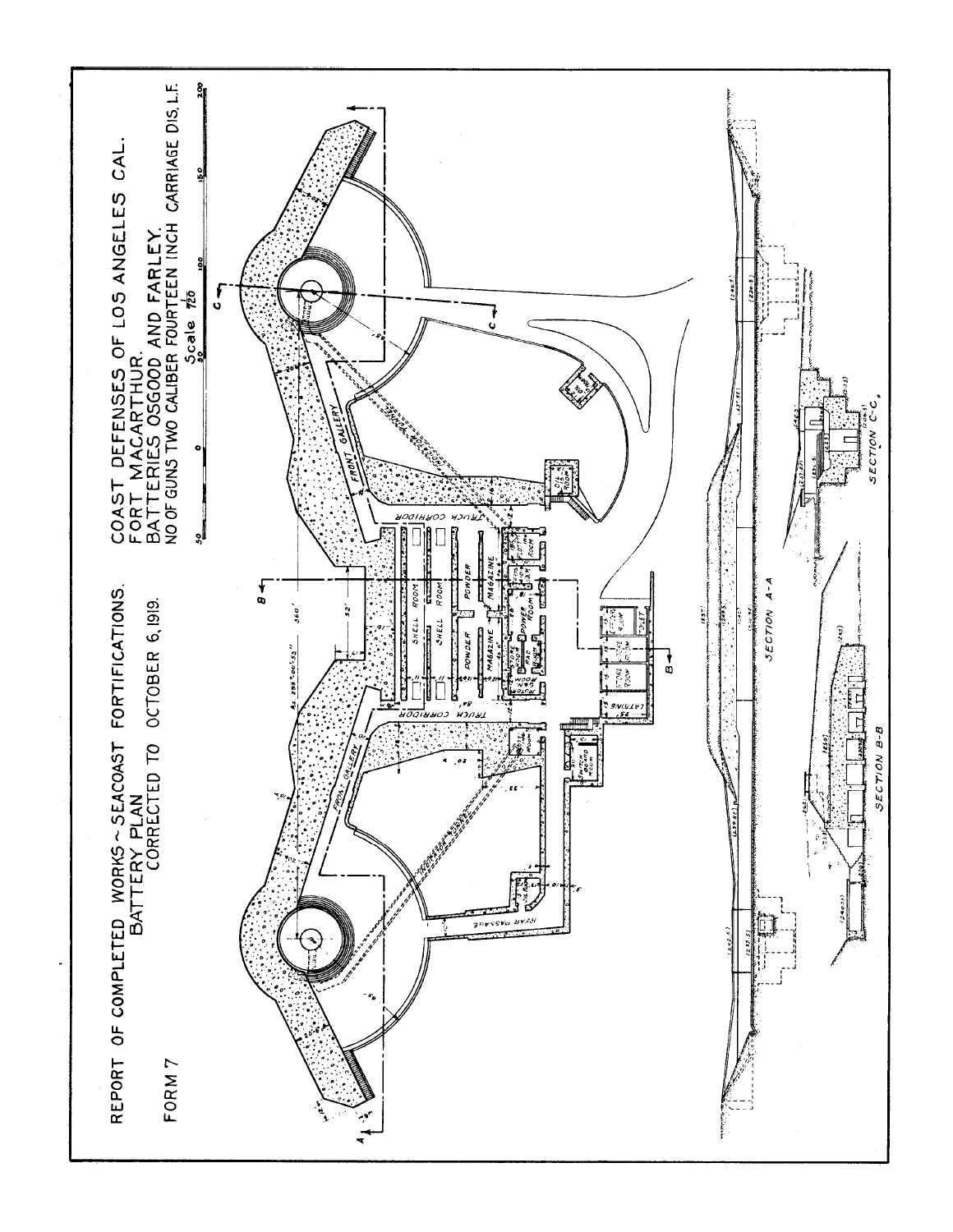REPORT OF COMPLETED WORKS ~ SEACOAST FORTIFICATIONS.
BATTERY PLAN
CORRECTED TO OCTOBER 6, 1919.

FORM 7

COAST DEFENSES OF LOS ANGELES CAL.
FORT MACARTHUR.
BATTERIES OSGOOD AND FARLEY.
NO OF GUNS TWO CALIBER FOURTEEN INCH CARRIAGE DIS. L.F.

Scale 1/720

FRONT GALLERY

TRUCK CORRIDOR

SHELL ROOM

SHELL ROOM

POWDER MAGAZINE

POWDER MAGAZINE

POWER ROOM

STORE ROOM

OIL ROOM

REAR PASSAGE

LATRINE

STORE ROOM

SECTION A-A

SECTION B-B

SECTION C-C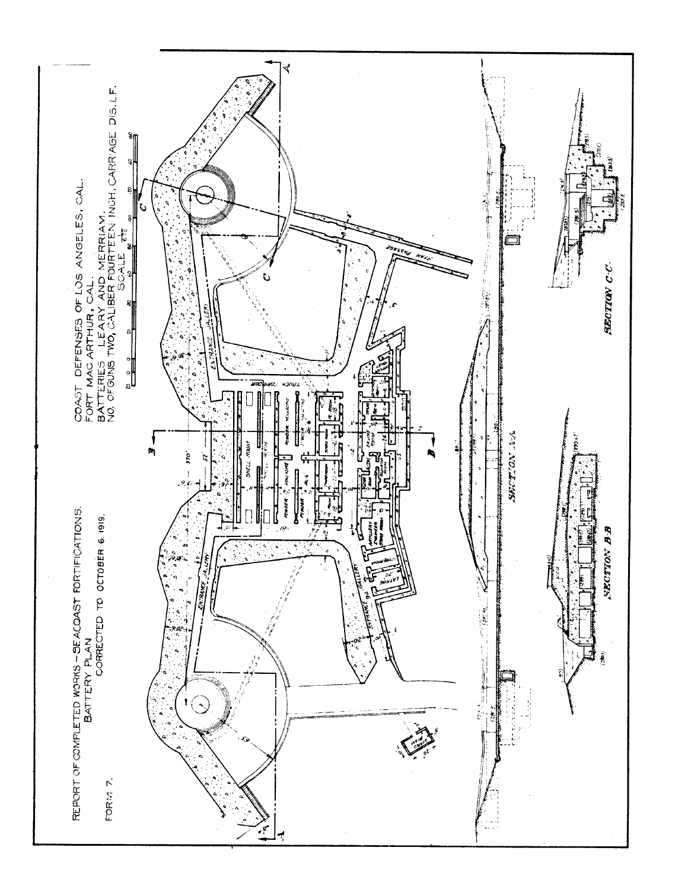REPORT OF COMPLETED WORKS – SEACOAST FORTIFICATIONS.
BATTERY PLAN
CORRECTED TO OCTOBER 6, 1919.

FORM 7.

COAST DEFENSES OF LOS ANGELES, CAL.
FORT MAC ARTHUR, CAL.
BATTERIES LEARY AND MERRIAM.
NO. OF GUNS TWO, CALIBER FOURTEEN INCH, CARRIAGE DIS. L.F.
SCALE

SECTION A-A

SECTION B-B

SECTION C-C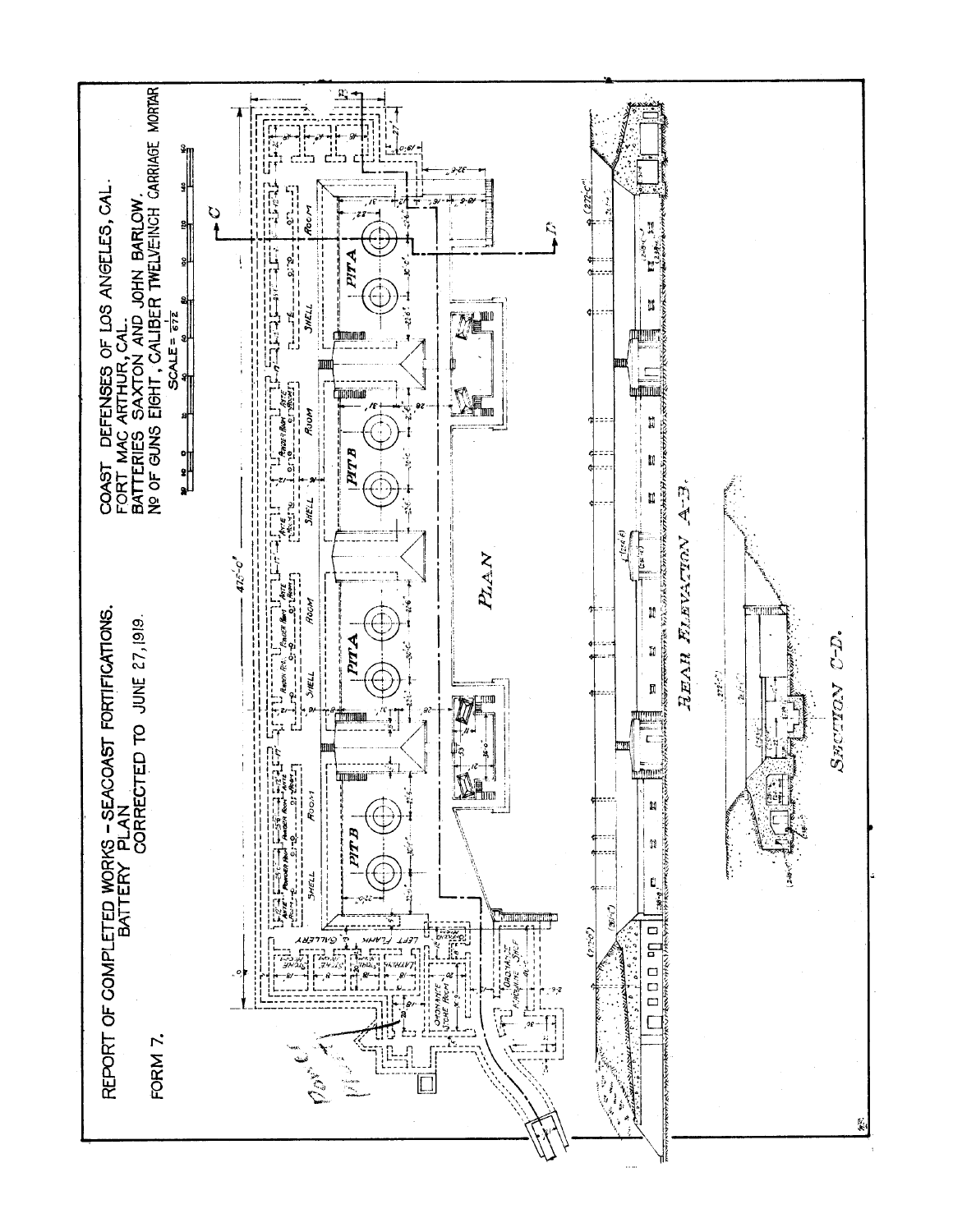REPORT OF COMPLETED WORKS - SEACOAST FORTIFICATIONS.
BATTERY PLAN
CORRECTED TO JUNE 27, 1919.

FORM 7.

COAST DEFENSES OF LOS ANGELES, CAL.
FORT MAC ARTHUR, CAL.
BATTERIES SAXTON AND JOHN BARLOW.
№ OF GUNS EIGHT, CALIBER TWELVE INCH CARRIAGE MORTAR

SCALE = $\frac{1}{672}$

PLAN

REAR ELEVATION A-B.

SECTION C-D.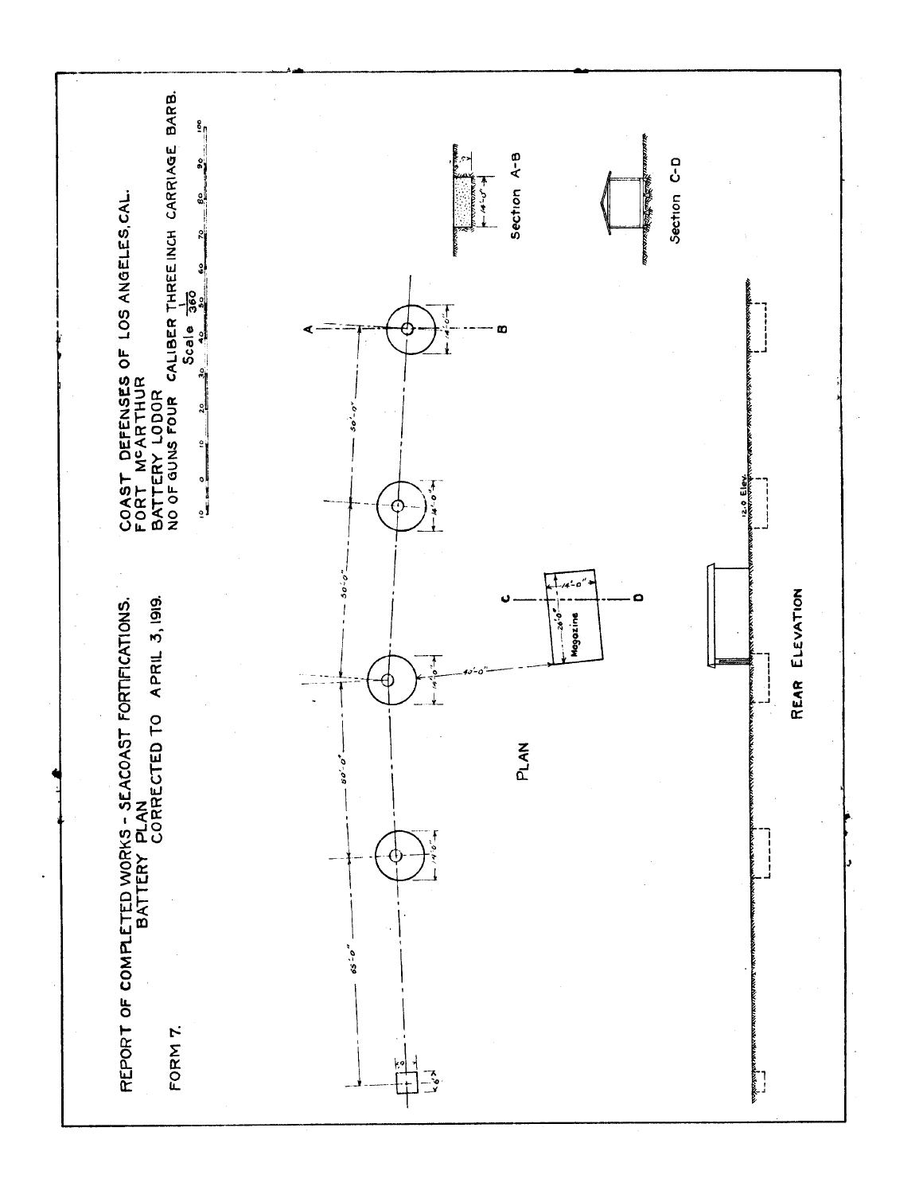REPORT OF COMPLETED WORKS - SEACOAST FORTIFICATIONS.
BATTERY PLAN
CORRECTED TO APRIL 3, 1919.

FORM 7.

COAST DEFENSES OF LOS ANGELES, CAL.
FORT McARTHUR
BATTERY LODOR
NO OF GUNS FOUR CALIBER THREE INCH CARRIAGE BARB.

Scale $\frac{1}{360}$

10 0 10 20 30 40 50 60 70 80 90 100

65'-0"

50'-0"

50'-0"

50'-0"

14'-0"

14'-0"

14'-0"

14'-0"

40'-0"

26'-0"

14'-0"

Magazine

A

B

C

D

6'

PLAN

Section A-B

14'-0"

Section C-D

12.0 Elev.

REAR ELEVATION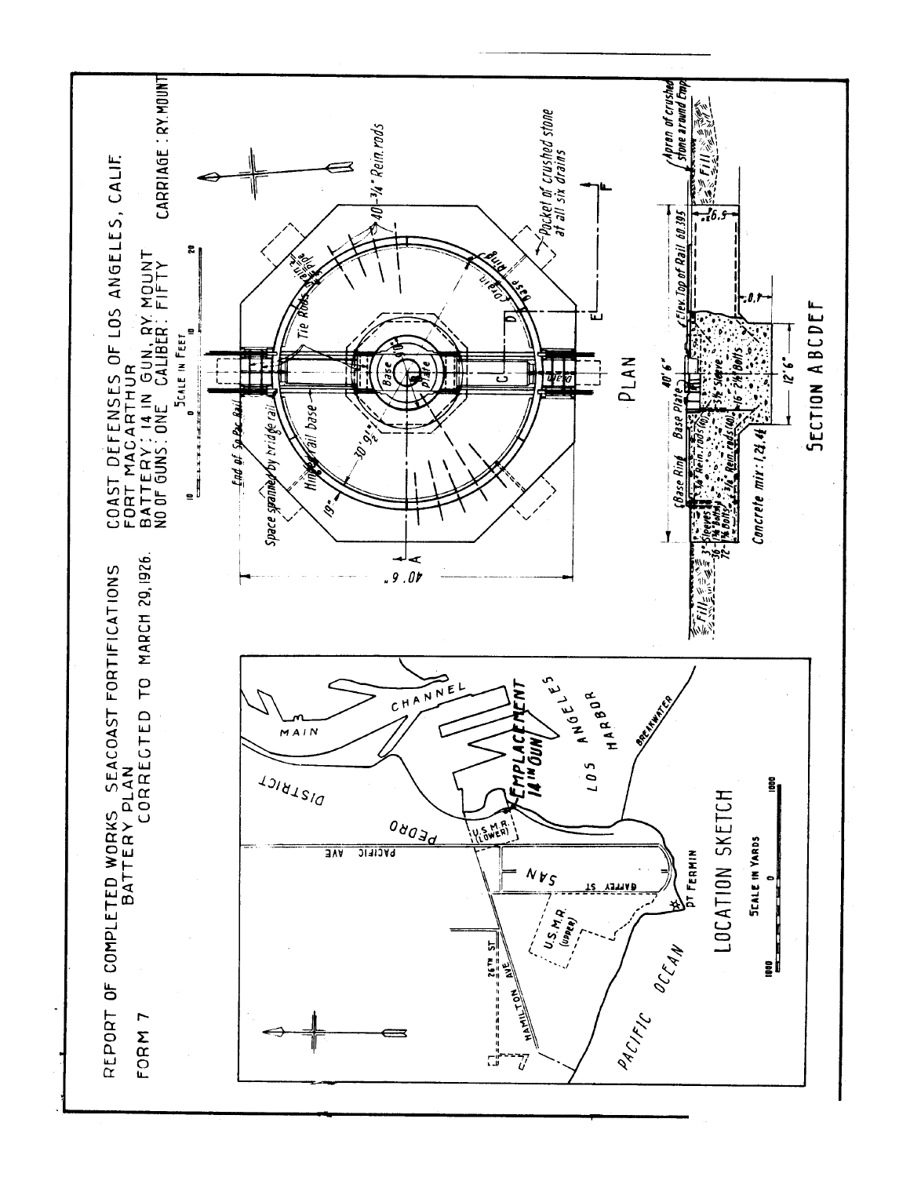REPORT OF COMPLETED WORKS SEACOAST FORTIFICATIONS
BATTERY PLAN
CORRECTED TO MARCH 29, 1926.

FORM 7

COAST DEFENSES OF LOS ANGELES, CALIF.
FORT MACARTHUR
BATTERY: 14 IN GUN, RY. MOUNT
NO OF GUNS: ONE CALIBER: FIFTY
CARRIAGE: RY. MOUNT

SCALE IN FEET

End of So. Pac Rail

Space spanned by bridge rail

Hinged rail base

Tie Rods

Base Ring

Drain

Base Plate

Pocket of crushed stone at all six drains

40 - 3/4" Rein. rods

30' 9 1/2"

19"

40' 6"

PLAN

Apron of crushed stone around Emp.

Fill

Elev. Top of Rail 60.395

6.5'

0.7'

Base Ring

Base Plate

3" Sleeves

36 - 1 1/4" Bolts

72 - 3/4" Bolts

3/4" Rein. rods (40)

3/4" Rein. rods (40)

3 1/2" Sleeve

16 - 2 1/4" Bolts

40' 6"

12' 6"

Concrete mix: 1, 2 1/2, 4 1/2

SECTION ABCDEF

MAIN CHANNEL

DISTRICT

SAN PEDRO

PACIFIC AVE

GAFFEY ST

26TH ST.

HAMILTON AVE

U.S.M.R. (LOWER)

U.S.M.R. (UPPER)

EMPLACEMENT 14 IN GUN

LOS ANGELES HARBOR

BREAKWATER

PT FERMIN

PACIFIC OCEAN

LOCATION SKETCH

SCALE IN YARDS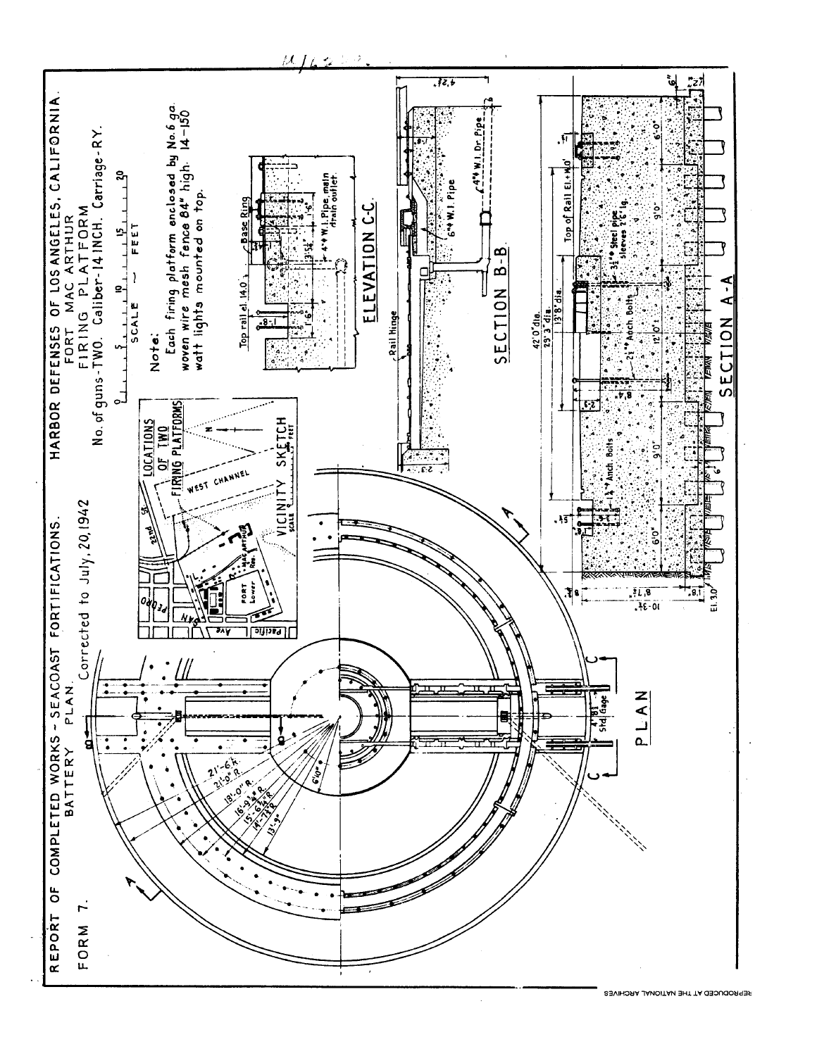REPORT OF COMPLETED WORKS - SEACOAST FORTIFICATIONS.

HARBOR DEFENSES OF LOS ANGELES, CALIFORNIA.

FORM 7.

BATTERY PLAN.

Corrected to July, 20, 1942

FORT MAC ARTHUR

FIRING PLATFORM

No. of guns-TWO. Caliber-14 INCH. Carriage-RY.

SCALE ~ FEET

0 5 10 15 20

**Note:**

Each firing platform enclosed by No. 6 ga. woven wire mesh fence 84" high. 14-150 watt lights mounted on top.

LOCATIONS OF TWO FIRING PLATFORMS

WEST CHANNEL

VICINITY SKETCH

22nd St.

SAN PEDRO

Pacific Ave

FORT MAC ARTHUR Lower Res.

N

ELEVATION C-C

Top rail el. 14.0

Base Ring

4"ø W.I. Pipe main drain outlet

SECTION B-B

Rail Hinge

6"ø W.I. Pipe

4"ø W.I. Dr. Pipe

SECTION A-A

42'0" dia.

29'3" dia.

13'8" dia.

Top of Rail El. +14.0'

3½"ø Steel pipe sleeves 2'6" lg.

2½"ø Anch. Bolts

1¼"ø Anch. Bolts

6'0" 9'0" 12'0" 9'0" 6'0"

El. 3.0

PLAN

21'-6" R.

21'-0" R.

18'-0" R.

16'-9¾" R.

15'-6¾" R.

14'-7⅞" R.

13'-9"

6'10"

4'8½" Std. Gage

A

C

REPRODUCED AT THE NATIONAL ARCHIVES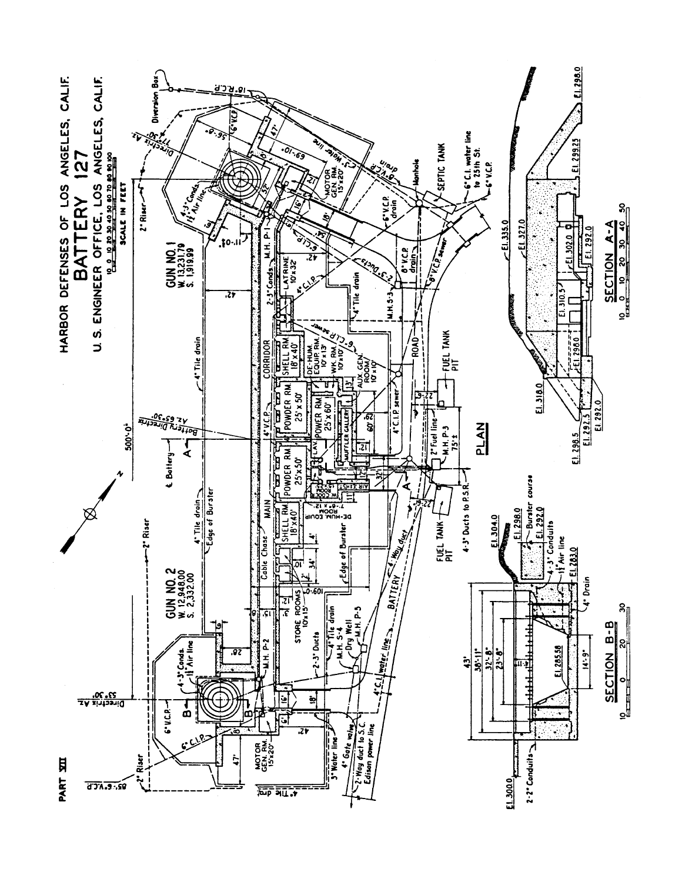PART XIII

# HARBOR DEFENSES OF LOS ANGELES, CALIF.

## BATTERY 127

### U. S. ENGINEER OFFICE, LOS ANGELES, CALIF.

SCALE IN FEET

GUN NO. 1
W. 13,231.70
S. 1,919.99

GUN NO. 2
W. 12,948.00
S. 2,332.00

PLAN

SECTION A-A

SECTION B-B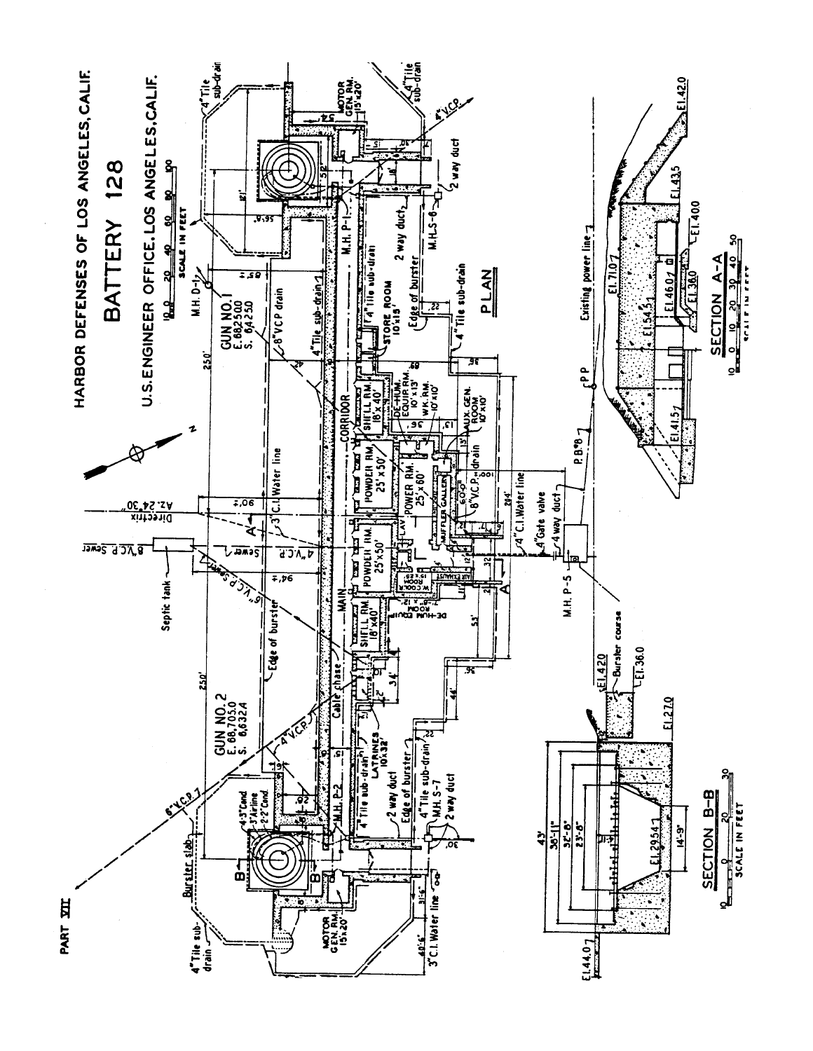PART VII

# HARBOR DEFENSES OF LOS ANGELES, CALIF.

## BATTERY 128

### U.S. ENGINEER OFFICE, LOS ANGELES, CALIF.

GUN NO. 1
E. 68,250.0
S. 6,425.0

GUN NO. 2
E. 68,705.0
S. 6,632.4

MOTOR GEN. RM. 15'x20'

SHELL RM. 18'x40'

POWDER RM. 25'x50'

POWER RM. 25'x60'

DE-HUM. EQUIP. RM. 10'x13'

WK. RM. 10'x10'

AUX. GEN. ROOM 10'x10'

STORE ROOM 10'x15'

LATRINES 10'x32'

MAIN CORRIDOR

Cable chase

MUFFLER GALLERY

Directrix AZ. 24°30'

Septic tank

8" V.C.P. Sewer

3" C.I. Water line

4" C.I. Water line

4" Gate valve

4 way duct

2 way duct

4" Tile sub-drain

6" V.C.P. drain

8" V.C.P. drain

Edge of burster

Burster slab

Existing power line

M.H. P-1

M.H. P-2

M.H. P-5

M.H. D-1

M.H. S-6

M.H. S-7

P.B. No. 8

PLAN

SECTION A-A

El. 71.0

El. 54.5

El. 46.0

El. 36.0

El. 41.5

El. 43.5

El. 40.0

El. 42.0

SECTION B-B

El. 42.0

El. 36.0

El. 27.0

El. 44.0

El. 29.54

Burster course

43'

36'-11"

32'-8"

23'-8"

14'-9"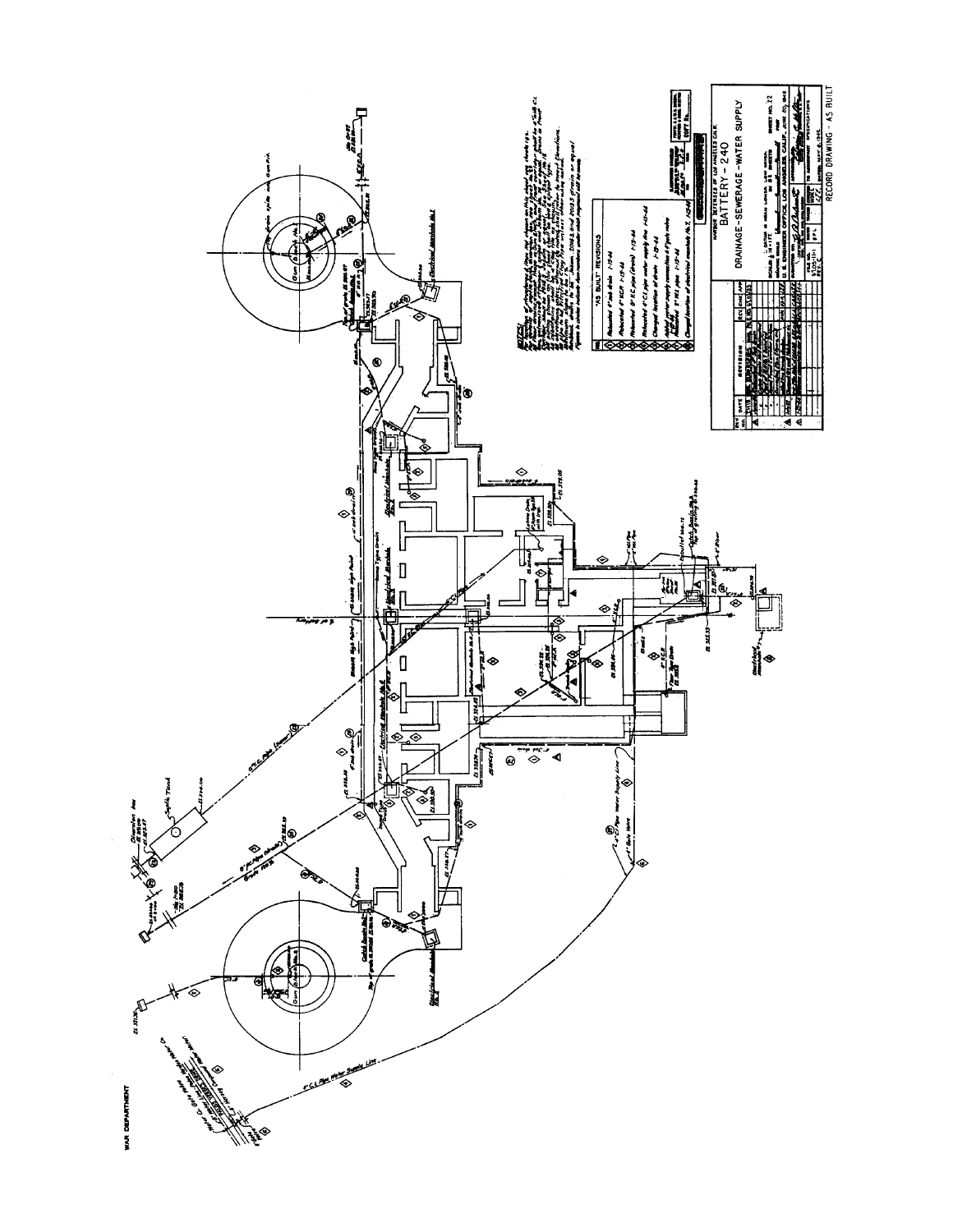WAR DEPARTMENT

HARBOR DEFENSES OF LOS ANGELES CALIF.

BATTERY - 240

DRAINAGE - SEWERAGE - WATER SUPPLY

RECORD DRAWING - AS BUILT

"AS BUILT" REVISIONS

- Relocated 6" sub drain 1-15-44
- Relocated 6" V.C.P. 1-15-44
- Relocated 6" V.C. pipe (drain) 1-15-44
- Relocated 4" C.I. pipe water supply line 1-15-44
- Changed location of drain 1-15-44
- Added water supply connection & 4" gate valve 1-15-44
- Relocated 5" W.I. pipe 1-15-44
- Changed location of electrical manhole No. 1 1-15-44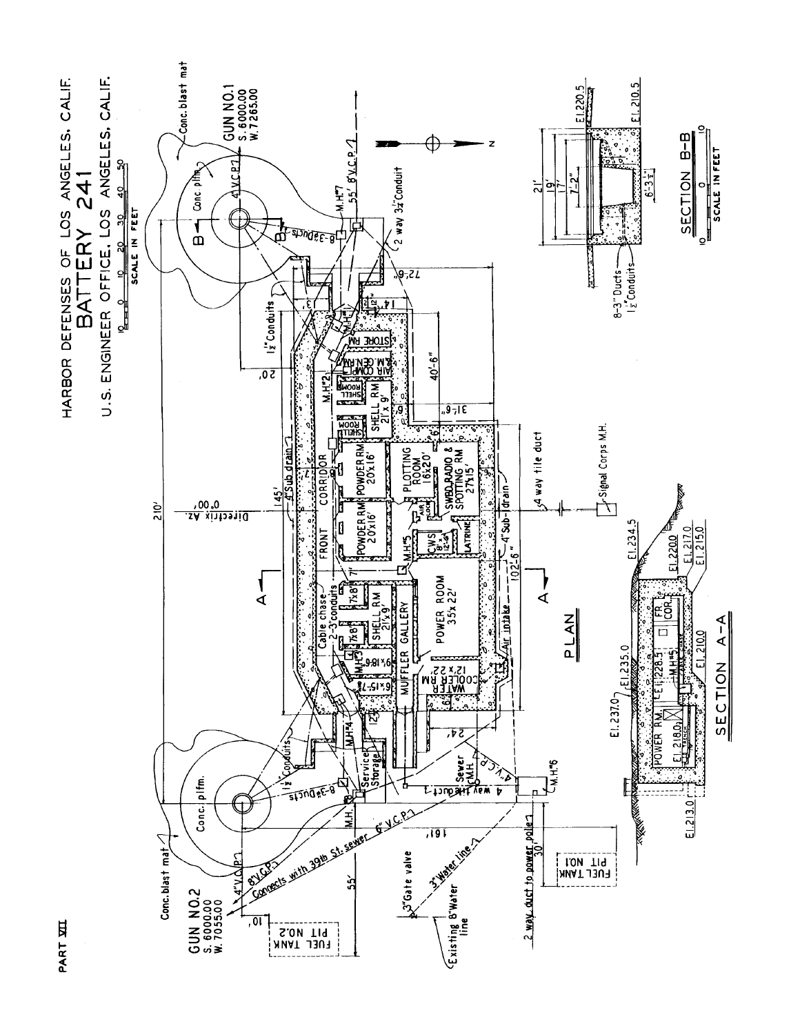PART VII

# HARBOR DEFENSES OF LOS ANGELES, CALIF.

# BATTERY 241

## U.S. ENGINEER OFFICE, LOS ANGELES, CALIF.

SCALE IN FEET

GUN NO.1
S. 6000.00
W. 7265.00

GUN NO.2
S. 6000.00
W. 7055.00

Conc. blast mat

Conc. plfm.

8-3" Ducts

1½" Conduits

M.H. #7

55' 8" V.C.P.

4" V.C.P.

2 way 3½" Conduit

STORE RM

AIR COMP. & M. GEN. RM

SHELL ROOM

SHELL RM 21' x 9'

M.H. #2

POWDER RM 20' x 16'

POWDER RM 20' x 16'

FRONT CORRIDOR

PLOTTING ROOM 16' x 20'

SWBD. RADIO & SPOTTING RM 27' x 15'

AIR LOCK

CWS 8' x 12'-6"

LATRINE

M.H. #5

POWER ROOM 35' x 22'

MUFFLER GALLERY

WATER COOLER RM 12' x 22'

SHELL RM 21' x 9'

7' x 8'

7' x 8'

6' x 18'-6"

6' x 15'-7"

M.H. #3

M.H. #4

Cable chase

2-3" conduits

4" Sub drain

4" Sub-drain

Air intake

Service Storage

M.H.

Sewer M.H.

4 way tile duct

4" V.C.P.

M.H. #6

4 way tile duct

Signal Corps M.H.

Directrix Az. 0.00'

210'

145'

72'-6"

40'-6"

31'-6"

20'

102'-6"

24'

161'

55'

10'

30'

8" V.C.P.

Connects with 39th St. sewer 6" V.C.P.

3" Gate valve

3" Water line

Existing 6" Water line

2 way duct to power pole

FUEL TANK PIT NO.1

FUEL TANK PIT NO.2

### PLAN

SECTION B-B

El. 220.5

El. 210.5

21'

19'

17'

7'-2"

6'-3½"

8-3" Ducts

1½" Conduits

SCALE IN FEET

### SECTION A-A

El. 237.0

El. 235.0

El. 234.5

El. 220.0

El. 217.0

El. 215.0

El. 228.5

El. 218.0

El. 213.0

El. 210.0

POWER RM.

FR. COR.

M.H. #5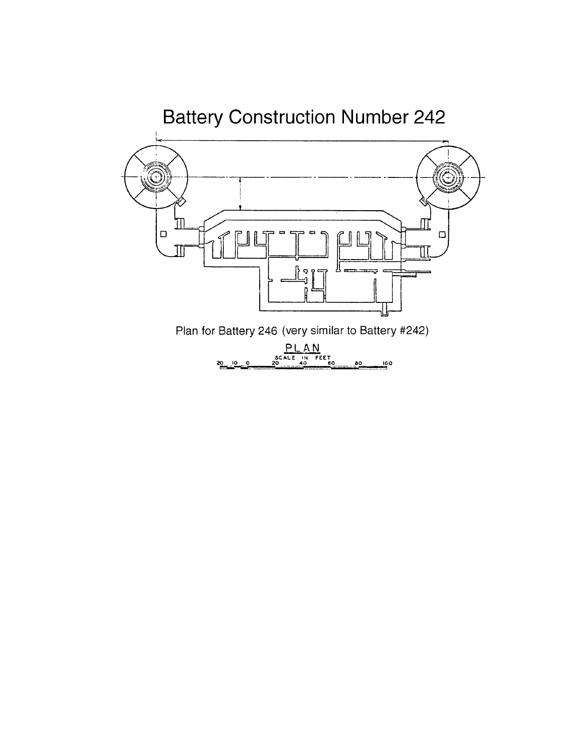# Battery Construction Number 242

Plan for Battery 246 (very similar to Battery #242)

PLAN

SCALE IN FEET

20 10 0 20 40 60 80 100